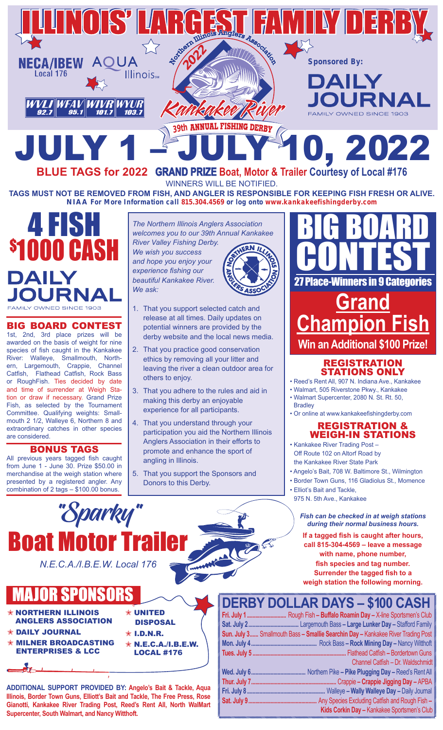# ILLINOIS' LARGEST FAMILY DERBY

NECA/IBEW Local 176

AQUA Illinois

WVLI 92.7 | WFAV 95.1 | WIVR 101.7 | WYUR 103.7

Northern Illinois Anglers Association 2022 Kankakee River 39th ANNUAL FISHING DERBY

Sponsored By: DAILY JOURNAL FAMILY OWNED SINCE 1903

# JULY 1 – JULY 10, 2022

**BLUE TAGS for 2022 GRAND PRIZE Boat, Motor & Trailer Courtesy of Local #176**

WINNERS WILL BE NOTIFIED.

**TAGS MUST NOT BE REMOVED FROM FISH, AND ANGLER IS RESPONSIBLE FOR KEEPING FISH FRESH OR ALIVE.**

**NIAA For More Information call 815.304.4569 or log onto www.kankakeefishingderby.com**

## 4 FISH $1000 CASH

DAILY JOURNAL FAMILY OWNED SINCE 1903

## BIG BOARD CONTEST

1st, 2nd, 3rd place prizes will be awarded on the basis of weight for nine species of fish caught in the Kankakee River: Walleye, Smallmouth, Northern, Largemouth, Crappie, Channel Catfish, Flathead Catfish, Rock Bass or RoughFish. Ties decided by date and time of surrender at Weigh Station or draw if necessary. Grand Prize Fish, as selected by the Tournament Committee. Qualifying weights: Smallmouth 2 1/2, Walleye 6, Northern 8 and extraordinary catches in other species are considered.

## BONUS TAGS

All previous years tagged fish caught from June 1 - June 30. Prize $50.00 in merchandise at the weigh station where presented by a registered angler. Any combination of 2 tags – $100.00 bonus.

*The Northern Illinois Anglers Association welcomes you to our 39th Annual Kankakee River Valley Fishing Derby. We wish you success and hope you enjoy your experience fishing our beautiful Kankakee River. We ask:*

1. That you support selected catch and release at all times. Daily updates on potential winners are provided by the derby website and the local news media.
2. That you practice good conservation ethics by removing all your litter and leaving the river a clean outdoor area for others to enjoy.
3. That you adhere to the rules and aid in making this derby an enjoyable experience for all participants.
4. That you understand through your participation you aid the Northern Illinois Anglers Association in their efforts to promote and enhance the sport of angling in Illinois.
5. That you support the Sponsors and Donors to this Derby.

## BIG BOARD CONTEST

**27 Place-Winners in 9 Categories**

## Grand Champion Fish

**Win an Additional $100 Prize!**

### REGISTRATION STATIONS ONLY

- Reed's Rent All, 907 N. Indiana Ave., Kankakee
- Walmart, 505 Riverstone Pkwy., Kankakee
- Walmart Supercenter, 2080 N. St. Rt. 50, Bradley
- Or online at www.kankakeefishingderby.com

### REGISTRATION & WEIGH-IN STATIONS

- Kankakee River Trading Post – Off Route 102 on Altorf Road by the Kankakee River State Park
- Angelo's Bait, 708 W. Baltimore St., Wilmington
- Border Town Guns, 116 Gladiolus St., Momence
- Elliot's Bait and Tackle, 975 N. 5th Ave., Kankakee

***Fish can be checked in at weigh stations during their normal business hours.***

**If a tagged fish is caught after hours, call 815-304-4569 – leave a message with name, phone number, fish species and tag number. Surrender the tagged fish to a weigh station the following morning.**

## "Sparky" Boat Motor Trailer

*N.E.C.A./I.B.E.W. Local 176*

## MAJOR SPONSORS

- NORTHERN ILLINOIS ANGLERS ASSOCIATION
- DAILY JOURNAL
- MILNER BROADCASTING ENTERPRISES & LCC
- UNITED DISPOSAL
- I.D.N.R.
- N.E.C.A./I.B.E.W. LOCAL #176

**ADDITIONAL SUPPORT PROVIDED BY: Angelo's Bait & Tackle, Aqua Illinois, Border Town Guns, Elliott's Bait and Tackle, The Free Press, Rose Gianotti, Kankakee River Trading Post, Reed's Rent All, North WalMart Supercenter, South Walmart, and Nancy Witthoft.**

## DERBY DOLLAR DAYS – $100 CASH

| Day | Species / Event / Sponsor |
|---|---|
| Fri. July 1 | Rough Fish – **Buffalo Roamin Day** – X-line Sportsmen's Club |
| Sat. July 2 | Largemouth Bass – **Large Lunker Day** – Stafford Family |
| Sun. July 3 | Smallmouth Bass – **Smallie Searchin Day** – Kankakee River Trading Post |
| Mon. July 4 | Rock Bass – **Rock Mining Day** – Nancy Witthoft |
| Tues. July 5 | Flathead Catfish – Bordertown Guns; Channel Catfish – Dr. Waldschmidt |
| Wed. July 6 | Northern Pike – **Pike Plugging Day** – Reed's Rent All |
| Thur. July 7 | Crappie – **Crappie Jigging Day** – APBA |
| Fri. July 8 | Walleye – **Wally Walleye Day** – Daily Journal |
| Sat. July 9 | Any Species Excluding Catfish and Rough Fish – **Kids Corkin Day** – Kankakee Sportsmen's Club |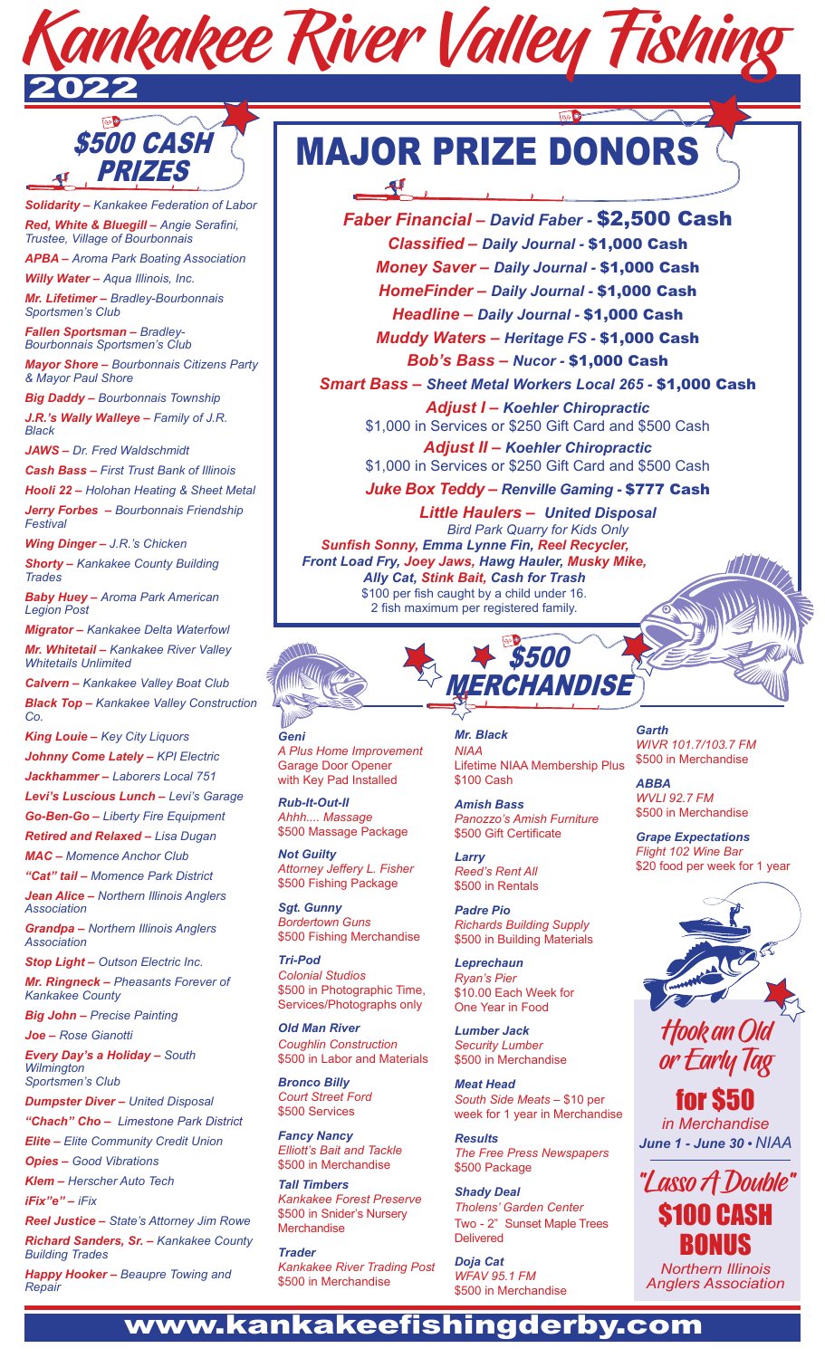# Kankakee River Valley Fishing

## 2022

## $500 CASH PRIZES

*Solidarity – Kankakee Federation of Labor*

*Red, White & Bluegill – Angie Serafini, Trustee, Village of Bourbonnais*

*APBA – Aroma Park Boating Association*

*Willy Water – Aqua Illinois, Inc.*

*Mr. Lifetimer – Bradley-Bourbonnais Sportsmen's Club*

*Fallen Sportsman – Bradley-Bourbonnais Sportsmen's Club*

*Mayor Shore – Bourbonnais Citizens Party & Mayor Paul Shore*

*Big Daddy – Bourbonnais Township*

*J.R.'s Wally Walleye – Family of J.R. Black*

*JAWS – Dr. Fred Waldschmidt*

*Cash Bass – First Trust Bank of Illinois*

*Hooli 22 – Holohan Heating & Sheet Metal*

*Jerry Forbes – Bourbonnais Friendship Festival*

*Wing Dinger – J.R.'s Chicken*

*Shorty – Kankakee County Building Trades*

*Baby Huey – Aroma Park American Legion Post*

*Migrator – Kankakee Delta Waterfowl*

*Mr. Whitetail – Kankakee River Valley Whitetails Unlimited*

*Calvern – Kankakee Valley Boat Club*

*Black Top – Kankakee Valley Construction Co.*

*King Louie – Key City Liquors*

*Johnny Come Lately – KPI Electric*

*Jackhammer – Laborers Local 751*

*Levi's Luscious Lunch – Levi's Garage*

*Go-Ben-Go – Liberty Fire Equipment*

*Retired and Relaxed – Lisa Dugan*

*MAC – Momence Anchor Club*

*"Cat" tail – Momence Park District*

*Jean Alice – Northern Illinois Anglers Association*

*Grandpa – Northern Illinois Anglers Association*

*Stop Light – Outson Electric Inc.*

*Mr. Ringneck – Pheasants Forever of Kankakee County*

*Big John – Precise Painting*

*Joe – Rose Gianotti*

*Every Day's a Holiday – South Wilmington Sportsmen's Club*

*Dumpster Diver – United Disposal*

*"Chach" Cho – Limestone Park District*

*Elite – Elite Community Credit Union*

*Opies – Good Vibrations*

*Klem – Herscher Auto Tech*

*iFix"e" – iFix*

*Reel Justice – State's Attorney Jim Rowe*

*Richard Sanders, Sr. – Kankakee County Building Trades*

*Happy Hooker – Beaupre Towing and Repair*

## MAJOR PRIZE DONORS

***Faber Financial – David Faber* - $2,500 Cash**

***Classified – Daily Journal* - $1,000 Cash**

***Money Saver – Daily Journal* - $1,000 Cash**

***HomeFinder – Daily Journal* - $1,000 Cash**

***Headline – Daily Journal* - $1,000 Cash**

***Muddy Waters – Heritage FS* - $1,000 Cash**

***Bob's Bass – Nucor* - $1,000 Cash**

***Smart Bass – Sheet Metal Workers Local 265* - $1,000 Cash**

***Adjust I – Koehler Chiropractic***
$1,000 in Services or $250 Gift Card and $500 Cash

***Adjust II – Koehler Chiropractic***
$1,000 in Services or $250 Gift Card and $500 Cash

***Juke Box Teddy – Renville Gaming* - $777 Cash**

***Little Haulers – United Disposal***
*Bird Park Quarry for Kids Only*
*Sunfish Sonny, Emma Lynne Fin, Reel Recycler, Front Load Fry, Joey Jaws, Hawg Hauler, Musky Mike, Ally Cat, Stink Bait, Cash for Trash*
$100 per fish caught by a child under 16.
2 fish maximum per registered family.

## $500 MERCHANDISE

***Geni***
*A Plus Home Improvement*
Garage Door Opener with Key Pad Installed

***Rub-It-Out-II***
*Ahhh.... Massage*
$500 Massage Package

***Not Guilty***
*Attorney Jeffery L. Fisher*
$500 Fishing Package

***Sgt. Gunny***
*Bordertown Guns*
$500 Fishing Merchandise

***Tri-Pod***
*Colonial Studios*
$500 in Photographic Time, Services/Photographs only

***Old Man River***
*Coughlin Construction*
$500 in Labor and Materials

***Bronco Billy***
*Court Street Ford*
$500 Services

***Fancy Nancy***
*Elliott's Bait and Tackle*
$500 in Merchandise

***Tall Timbers***
*Kankakee Forest Preserve*
$500 in Snider's Nursery Merchandise

***Trader***
*Kankakee River Trading Post*
$500 in Merchandise

***Mr. Black***
*NIAA*
Lifetime NIAA Membership Plus $100 Cash

***Amish Bass***
*Panozzo's Amish Furniture*
$500 Gift Certificate

***Larry***
*Reed's Rent All*
$500 in Rentals

***Padre Pio***
*Richards Building Supply*
$500 in Building Materials

***Leprechaun***
*Ryan's Pier*
$10.00 Each Week for One Year in Food

***Lumber Jack***
*Security Lumber*
$500 in Merchandise

***Meat Head***
*South Side Meats* – $10 per week for 1 year in Merchandise

***Results***
*The Free Press Newspapers*
$500 Package

***Shady Deal***
*Tholens' Garden Center*
Two - 2" Sunset Maple Trees Delivered

***Doja Cat***
*WFAV 95.1 FM*
$500 in Merchandise

***Garth***
*WIVR 101.7/103.7 FM*
$500 in Merchandise

***ABBA***
*WVLI 92.7 FM*
$500 in Merchandise

***Grape Expectations***
*Flight 102 Wine Bar*
$20 food per week for 1 year

**Hook an Old or Early Tag for $50**
*in Merchandise*
***June 1 - June 30 • NIAA***

**"Lasso A Double" $100 CASH BONUS**
*Northern Illinois Anglers Association*

**www.kankakeefishingderby.com**